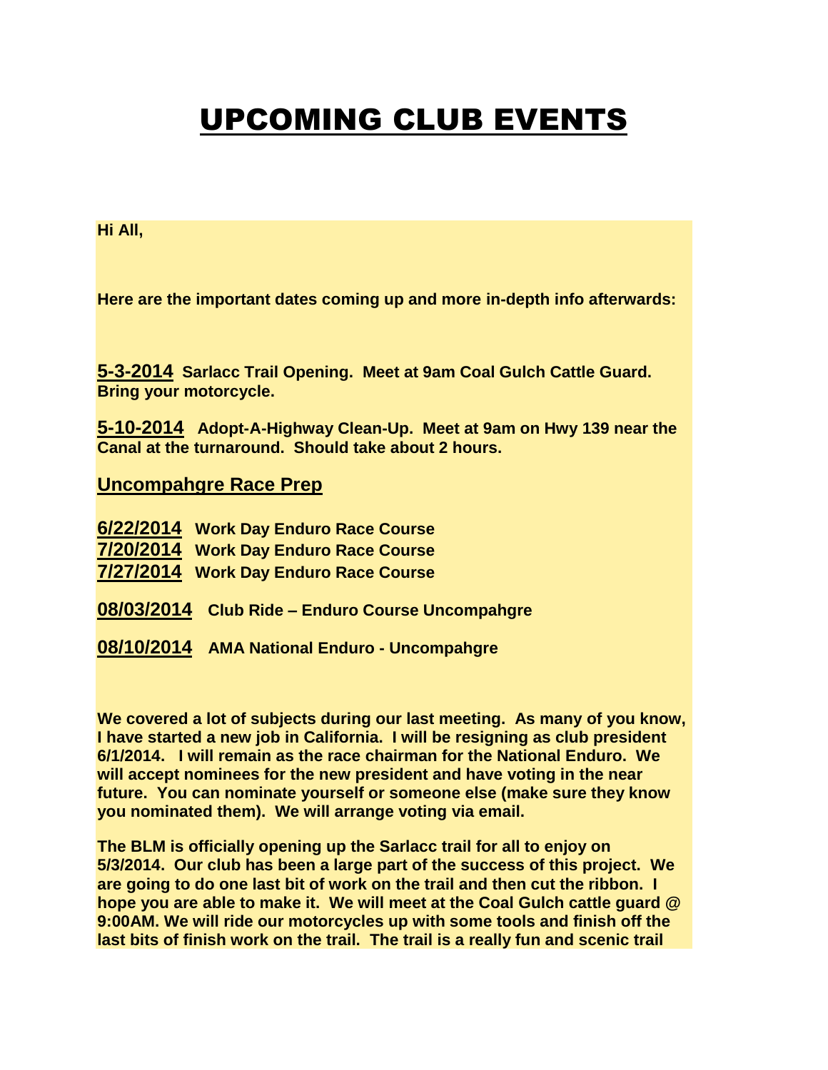# UPCOMING CLUB EVENTS

**Hi All,**

**Here are the important dates coming up and more in-depth info afterwards:**

**5-3-2014** **Sarlacc Trail Opening. Meet at 9am Coal Gulch Cattle Guard. Bring your motorcycle.**

**5-10-2014** **Adopt-A-Highway Clean-Up. Meet at 9am on Hwy 139 near the Canal at the turnaround. Should take about 2 hours.**

**Uncompahgre Race Prep**

**6/22/2014** **Work Day Enduro Race Course**
**7/20/2014** **Work Day Enduro Race Course**
**7/27/2014** **Work Day Enduro Race Course**

**08/03/2014** **Club Ride – Enduro Course Uncompahgre**

**08/10/2014** **AMA National Enduro - Uncompahgre**

**We covered a lot of subjects during our last meeting. As many of you know, I have started a new job in California. I will be resigning as club president 6/1/2014. I will remain as the race chairman for the National Enduro. We will accept nominees for the new president and have voting in the near future. You can nominate yourself or someone else (make sure they know you nominated them). We will arrange voting via email.**

**The BLM is officially opening up the Sarlacc trail for all to enjoy on 5/3/2014. Our club has been a large part of the success of this project. We are going to do one last bit of work on the trail and then cut the ribbon. I hope you are able to make it. We will meet at the Coal Gulch cattle guard @ 9:00AM. We will ride our motorcycles up with some tools and finish off the last bits of finish work on the trail. The trail is a really fun and scenic trail**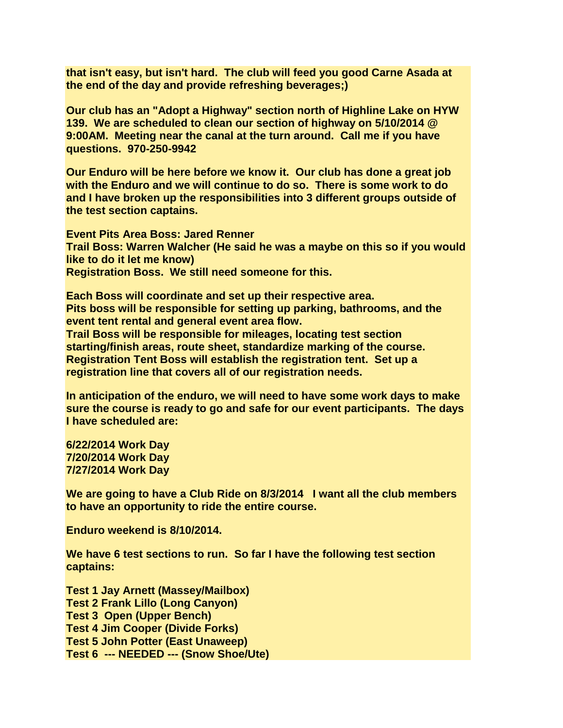**that isn't easy, but isn't hard. The club will feed you good Carne Asada at the end of the day and provide refreshing beverages;)**

**Our club has an "Adopt a Highway" section north of Highline Lake on HYW 139. We are scheduled to clean our section of highway on 5/10/2014 @ 9:00AM. Meeting near the canal at the turn around. Call me if you have questions. 970-250-9942**

**Our Enduro will be here before we know it. Our club has done a great job with the Enduro and we will continue to do so. There is some work to do and I have broken up the responsibilities into 3 different groups outside of the test section captains.**

**Event Pits Area Boss: Jared Renner**
**Trail Boss: Warren Walcher (He said he was a maybe on this so if you would like to do it let me know)**
**Registration Boss. We still need someone for this.**

**Each Boss will coordinate and set up their respective area.**
**Pits boss will be responsible for setting up parking, bathrooms, and the event tent rental and general event area flow.**
**Trail Boss will be responsible for mileages, locating test section starting/finish areas, route sheet, standardize marking of the course.**
**Registration Tent Boss will establish the registration tent. Set up a registration line that covers all of our registration needs.**

**In anticipation of the enduro, we will need to have some work days to make sure the course is ready to go and safe for our event participants. The days I have scheduled are:**

**6/22/2014 Work Day**
**7/20/2014 Work Day**
**7/27/2014 Work Day**

**We are going to have a Club Ride on 8/3/2014 I want all the club members to have an opportunity to ride the entire course.**

**Enduro weekend is 8/10/2014.**

**We have 6 test sections to run. So far I have the following test section captains:**

**Test 1 Jay Arnett (Massey/Mailbox)**
**Test 2 Frank Lillo (Long Canyon)**
**Test 3 Open (Upper Bench)**
**Test 4 Jim Cooper (Divide Forks)**
**Test 5 John Potter (East Unaweep)**
**Test 6 --- NEEDED --- (Snow Shoe/Ute)**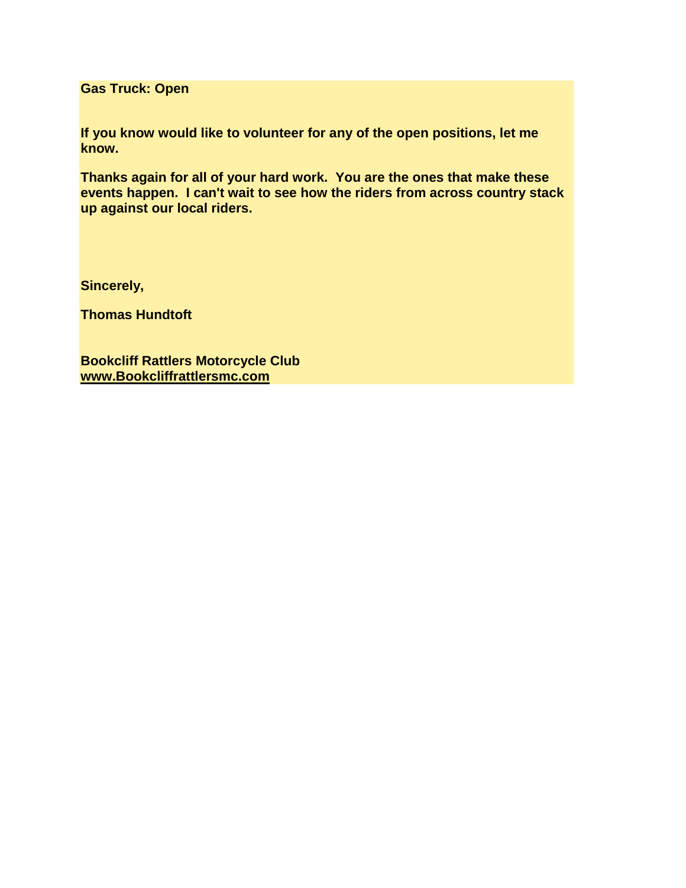**Gas Truck: Open**

**If you know would like to volunteer for any of the open positions, let me know.**

**Thanks again for all of your hard work.  You are the ones that make these events happen.  I can't wait to see how the riders from across country stack up against our local riders.**

**Sincerely,**

**Thomas Hundtoft**

**Bookcliff Rattlers Motorcycle Club**
**www.Bookcliffrattlersmc.com**